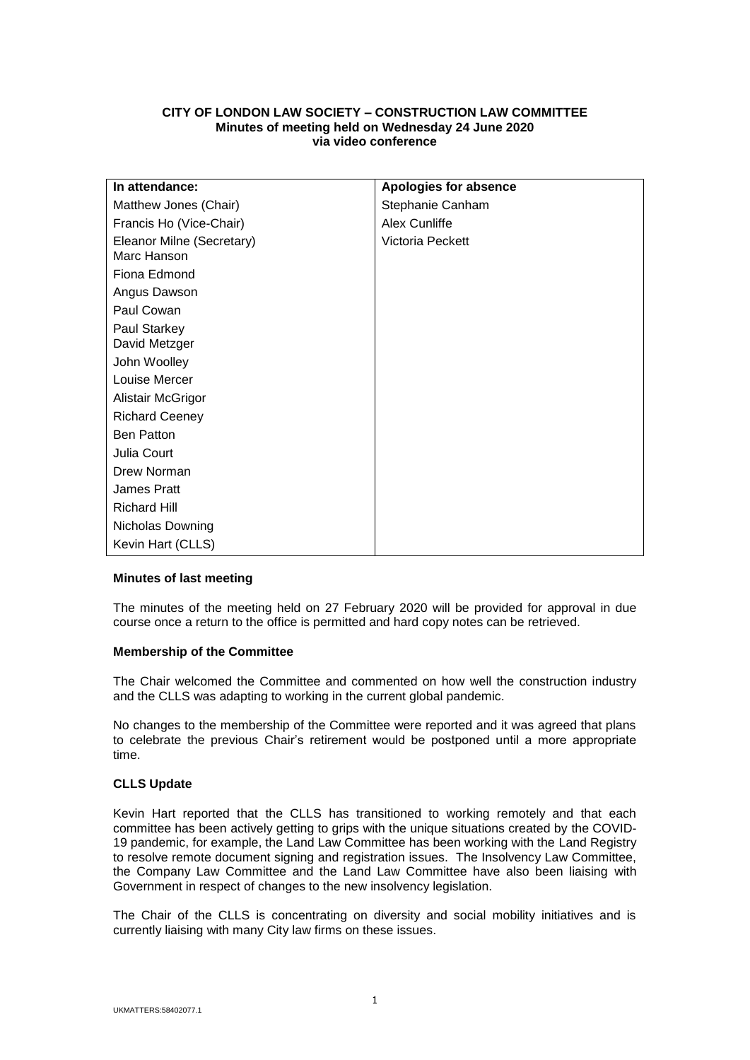# CITY OF LONDON LAW SOCIETY – CONSTRUCTION LAW COMMITTEE

**Minutes of meeting held on Wednesday 24 June 2020**
**via video conference**

| In attendance: | Apologies for absence |
| --- | --- |
| Matthew Jones (Chair) | Stephanie Canham |
| Francis Ho (Vice-Chair) | Alex Cunliffe |
| Eleanor Milne (Secretary) | Victoria Peckett |
| Marc Hanson | |
| Fiona Edmond | |
| Angus Dawson | |
| Paul Cowan | |
| Paul Starkey | |
| David Metzger | |
| John Woolley | |
| Louise Mercer | |
| Alistair McGrigor | |
| Richard Ceeney | |
| Ben Patton | |
| Julia Court | |
| Drew Norman | |
| James Pratt | |
| Richard Hill | |
| Nicholas Downing | |
| Kevin Hart (CLLS) | |

**Minutes of last meeting**

The minutes of the meeting held on 27 February 2020 will be provided for approval in due course once a return to the office is permitted and hard copy notes can be retrieved.

**Membership of the Committee**

The Chair welcomed the Committee and commented on how well the construction industry and the CLLS was adapting to working in the current global pandemic.

No changes to the membership of the Committee were reported and it was agreed that plans to celebrate the previous Chair's retirement would be postponed until a more appropriate time.

**CLLS Update**

Kevin Hart reported that the CLLS has transitioned to working remotely and that each committee has been actively getting to grips with the unique situations created by the COVID-19 pandemic, for example, the Land Law Committee has been working with the Land Registry to resolve remote document signing and registration issues. The Insolvency Law Committee, the Company Law Committee and the Land Law Committee have also been liaising with Government in respect of changes to the new insolvency legislation.

The Chair of the CLLS is concentrating on diversity and social mobility initiatives and is currently liaising with many City law firms on these issues.

UKMATTERS:58402077.1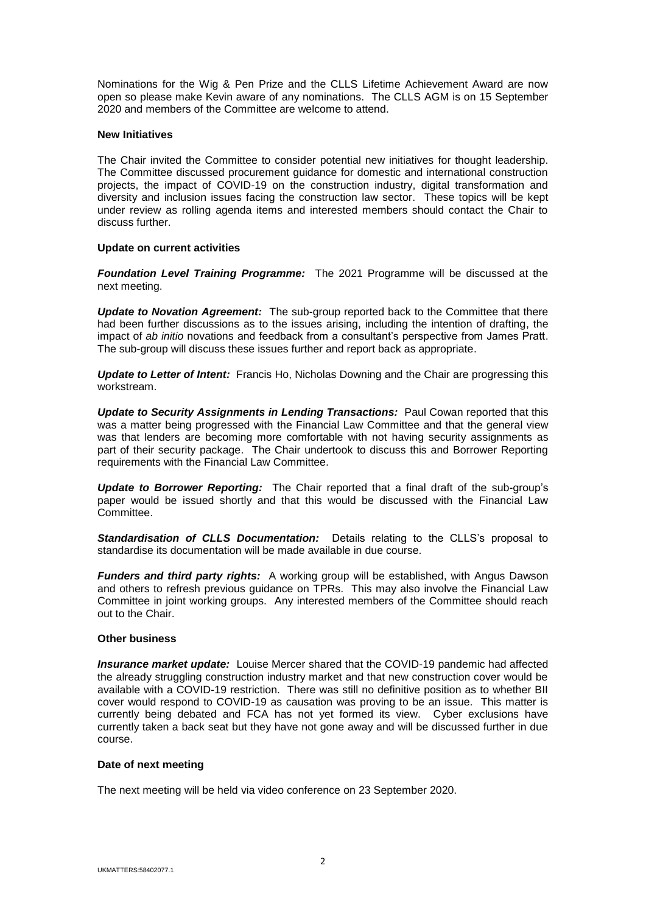Nominations for the Wig & Pen Prize and the CLLS Lifetime Achievement Award are now open so please make Kevin aware of any nominations. The CLLS AGM is on 15 September 2020 and members of the Committee are welcome to attend.

**New Initiatives**

The Chair invited the Committee to consider potential new initiatives for thought leadership. The Committee discussed procurement guidance for domestic and international construction projects, the impact of COVID-19 on the construction industry, digital transformation and diversity and inclusion issues facing the construction law sector. These topics will be kept under review as rolling agenda items and interested members should contact the Chair to discuss further.

**Update on current activities**

***Foundation Level Training Programme:*** The 2021 Programme will be discussed at the next meeting.

***Update to Novation Agreement:*** The sub-group reported back to the Committee that there had been further discussions as to the issues arising, including the intention of drafting, the impact of *ab initio* novations and feedback from a consultant's perspective from James Pratt. The sub-group will discuss these issues further and report back as appropriate.

***Update to Letter of Intent:*** Francis Ho, Nicholas Downing and the Chair are progressing this workstream.

***Update to Security Assignments in Lending Transactions:*** Paul Cowan reported that this was a matter being progressed with the Financial Law Committee and that the general view was that lenders are becoming more comfortable with not having security assignments as part of their security package. The Chair undertook to discuss this and Borrower Reporting requirements with the Financial Law Committee.

***Update to Borrower Reporting:*** The Chair reported that a final draft of the sub-group's paper would be issued shortly and that this would be discussed with the Financial Law Committee.

***Standardisation of CLLS Documentation:*** Details relating to the CLLS's proposal to standardise its documentation will be made available in due course.

***Funders and third party rights:*** A working group will be established, with Angus Dawson and others to refresh previous guidance on TPRs. This may also involve the Financial Law Committee in joint working groups. Any interested members of the Committee should reach out to the Chair.

**Other business**

***Insurance market update:*** Louise Mercer shared that the COVID-19 pandemic had affected the already struggling construction industry market and that new construction cover would be available with a COVID-19 restriction. There was still no definitive position as to whether BII cover would respond to COVID-19 as causation was proving to be an issue. This matter is currently being debated and FCA has not yet formed its view. Cyber exclusions have currently taken a back seat but they have not gone away and will be discussed further in due course.

**Date of next meeting**

The next meeting will be held via video conference on 23 September 2020.

UKMATTERS:58402077.1